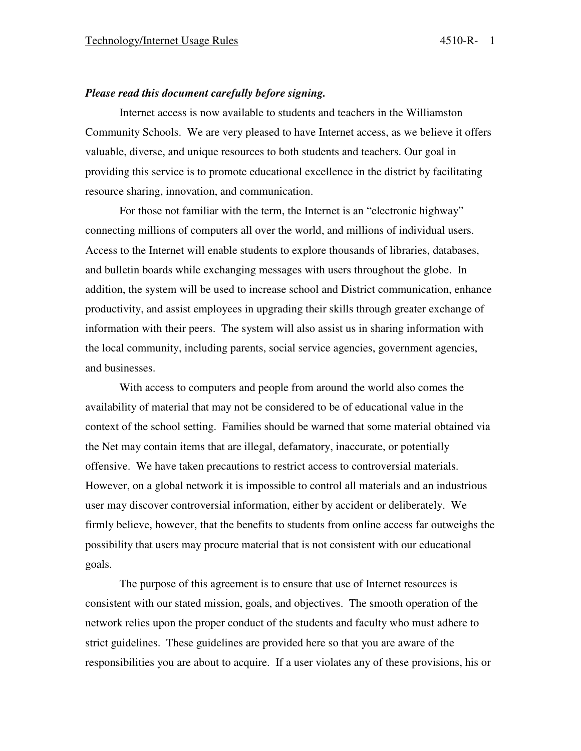***Please read this document carefully before signing.***

Internet access is now available to students and teachers in the Williamston Community Schools. We are very pleased to have Internet access, as we believe it offers valuable, diverse, and unique resources to both students and teachers. Our goal in providing this service is to promote educational excellence in the district by facilitating resource sharing, innovation, and communication.

For those not familiar with the term, the Internet is an "electronic highway" connecting millions of computers all over the world, and millions of individual users. Access to the Internet will enable students to explore thousands of libraries, databases, and bulletin boards while exchanging messages with users throughout the globe. In addition, the system will be used to increase school and District communication, enhance productivity, and assist employees in upgrading their skills through greater exchange of information with their peers. The system will also assist us in sharing information with the local community, including parents, social service agencies, government agencies, and businesses.

With access to computers and people from around the world also comes the availability of material that may not be considered to be of educational value in the context of the school setting. Families should be warned that some material obtained via the Net may contain items that are illegal, defamatory, inaccurate, or potentially offensive. We have taken precautions to restrict access to controversial materials. However, on a global network it is impossible to control all materials and an industrious user may discover controversial information, either by accident or deliberately. We firmly believe, however, that the benefits to students from online access far outweighs the possibility that users may procure material that is not consistent with our educational goals.

The purpose of this agreement is to ensure that use of Internet resources is consistent with our stated mission, goals, and objectives. The smooth operation of the network relies upon the proper conduct of the students and faculty who must adhere to strict guidelines. These guidelines are provided here so that you are aware of the responsibilities you are about to acquire. If a user violates any of these provisions, his or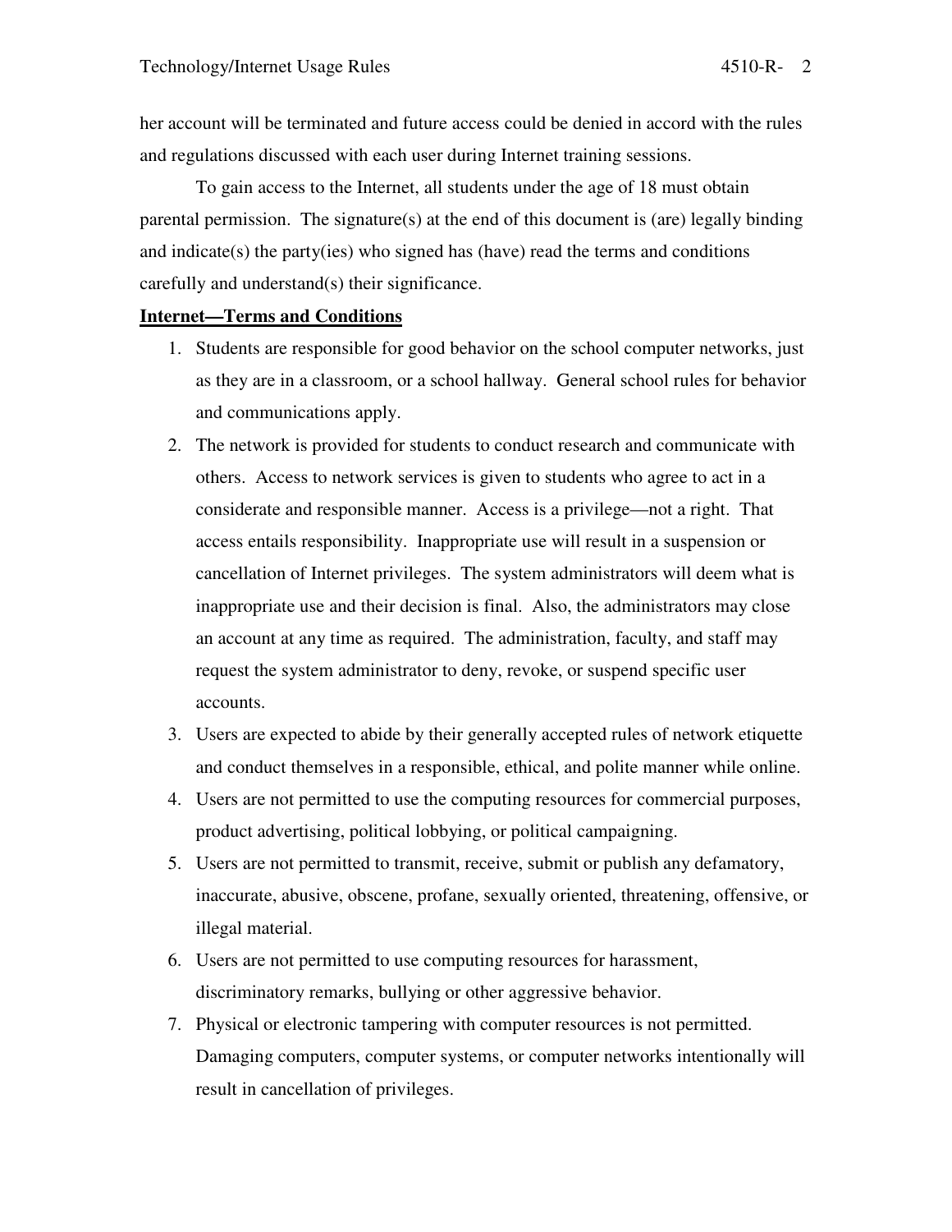her account will be terminated and future access could be denied in accord with the rules and regulations discussed with each user during Internet training sessions.

To gain access to the Internet, all students under the age of 18 must obtain parental permission. The signature(s) at the end of this document is (are) legally binding and indicate(s) the party(ies) who signed has (have) read the terms and conditions carefully and understand(s) their significance.

**Internet—Terms and Conditions**

1. Students are responsible for good behavior on the school computer networks, just as they are in a classroom, or a school hallway. General school rules for behavior and communications apply.
2. The network is provided for students to conduct research and communicate with others. Access to network services is given to students who agree to act in a considerate and responsible manner. Access is a privilege—not a right. That access entails responsibility. Inappropriate use will result in a suspension or cancellation of Internet privileges. The system administrators will deem what is inappropriate use and their decision is final. Also, the administrators may close an account at any time as required. The administration, faculty, and staff may request the system administrator to deny, revoke, or suspend specific user accounts.
3. Users are expected to abide by their generally accepted rules of network etiquette and conduct themselves in a responsible, ethical, and polite manner while online.
4. Users are not permitted to use the computing resources for commercial purposes, product advertising, political lobbying, or political campaigning.
5. Users are not permitted to transmit, receive, submit or publish any defamatory, inaccurate, abusive, obscene, profane, sexually oriented, threatening, offensive, or illegal material.
6. Users are not permitted to use computing resources for harassment, discriminatory remarks, bullying or other aggressive behavior.
7. Physical or electronic tampering with computer resources is not permitted. Damaging computers, computer systems, or computer networks intentionally will result in cancellation of privileges.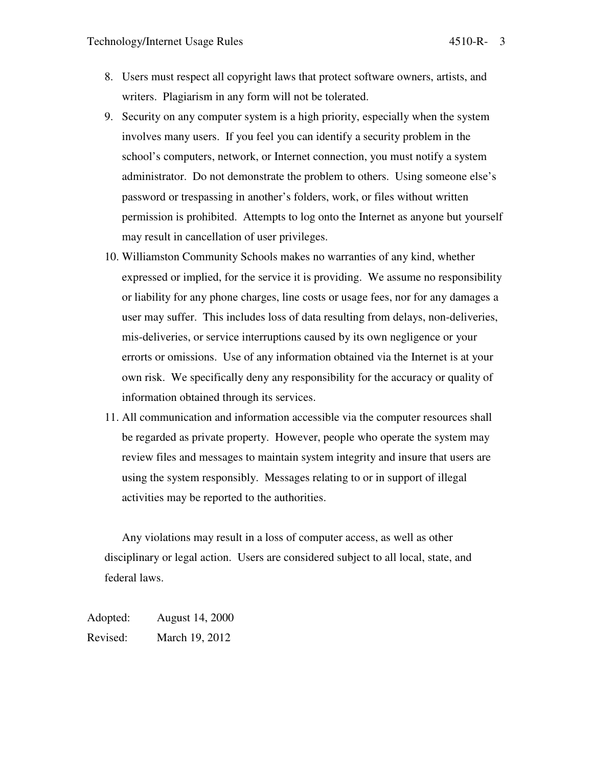8. Users must respect all copyright laws that protect software owners, artists, and writers. Plagiarism in any form will not be tolerated.
9. Security on any computer system is a high priority, especially when the system involves many users. If you feel you can identify a security problem in the school's computers, network, or Internet connection, you must notify a system administrator. Do not demonstrate the problem to others. Using someone else's password or trespassing in another's folders, work, or files without written permission is prohibited. Attempts to log onto the Internet as anyone but yourself may result in cancellation of user privileges.
10. Williamston Community Schools makes no warranties of any kind, whether expressed or implied, for the service it is providing. We assume no responsibility or liability for any phone charges, line costs or usage fees, nor for any damages a user may suffer. This includes loss of data resulting from delays, non-deliveries, mis-deliveries, or service interruptions caused by its own negligence or your errorts or omissions. Use of any information obtained via the Internet is at your own risk. We specifically deny any responsibility for the accuracy or quality of information obtained through its services.
11. All communication and information accessible via the computer resources shall be regarded as private property. However, people who operate the system may review files and messages to maintain system integrity and insure that users are using the system responsibly. Messages relating to or in support of illegal activities may be reported to the authorities.

Any violations may result in a loss of computer access, as well as other disciplinary or legal action. Users are considered subject to all local, state, and federal laws.

Adopted: August 14, 2000
Revised: March 19, 2012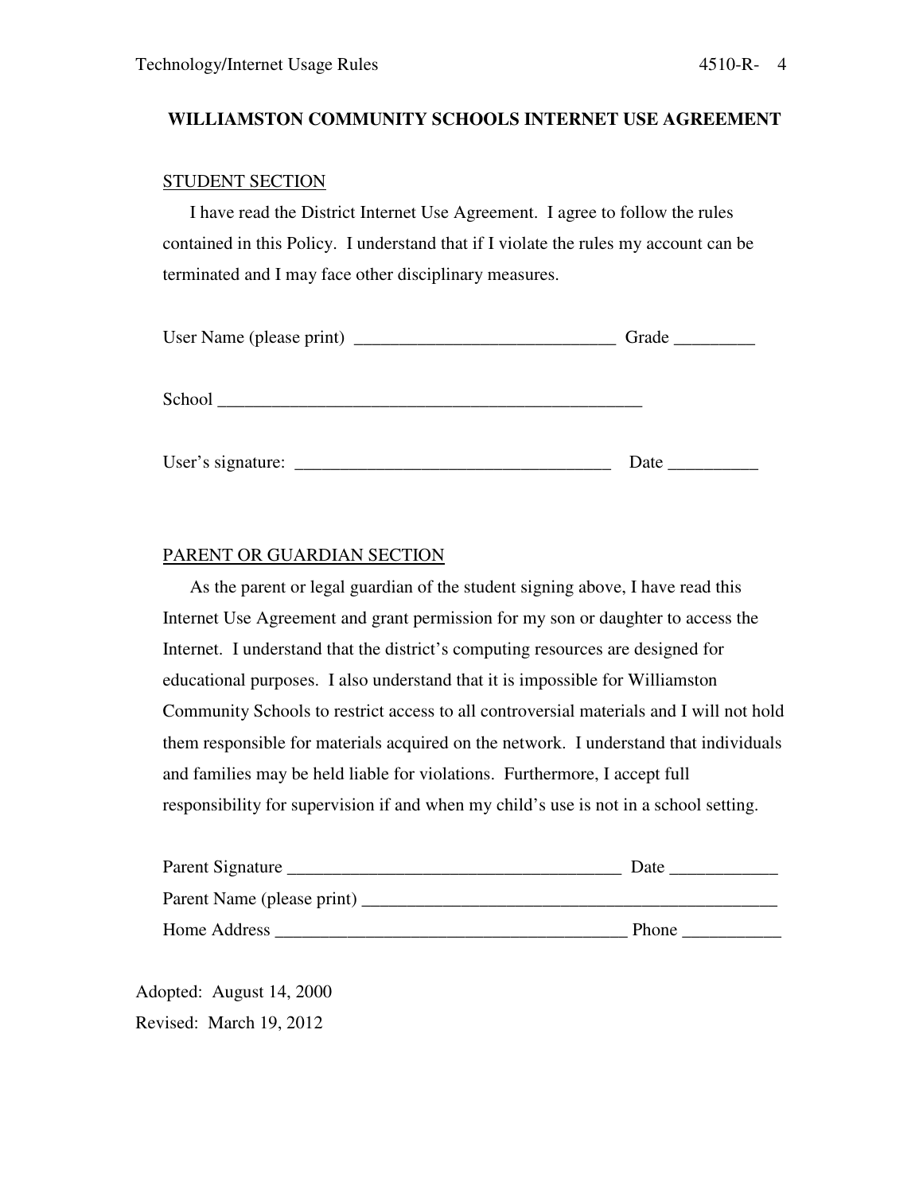## WILLIAMSTON COMMUNITY SCHOOLS INTERNET USE AGREEMENT

STUDENT SECTION

I have read the District Internet Use Agreement. I agree to follow the rules contained in this Policy. I understand that if I violate the rules my account can be terminated and I may face other disciplinary measures.

User Name (please print) _____________________________ Grade _________

School ________________________________________________

User's signature: ___________________________________ Date __________

PARENT OR GUARDIAN SECTION

As the parent or legal guardian of the student signing above, I have read this Internet Use Agreement and grant permission for my son or daughter to access the Internet. I understand that the district's computing resources are designed for educational purposes. I also understand that it is impossible for Williamston Community Schools to restrict access to all controversial materials and I will not hold them responsible for materials acquired on the network. I understand that individuals and families may be held liable for violations. Furthermore, I accept full responsibility for supervision if and when my child's use is not in a school setting.

Parent Signature _____________________________________ Date ____________

Parent Name (please print) _______________________________________________

Home Address _______________________________________ Phone ___________

Adopted: August 14, 2000

Revised: March 19, 2012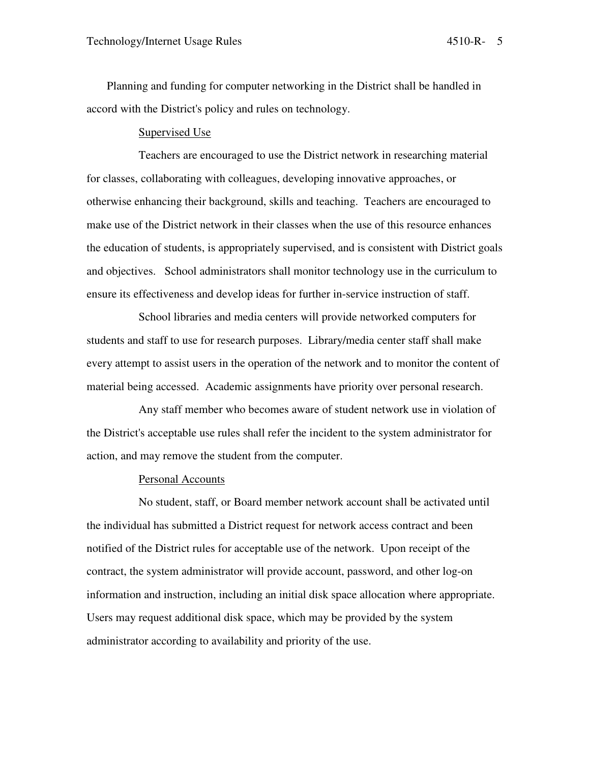Planning and funding for computer networking in the District shall be handled in accord with the District's policy and rules on technology.

Supervised Use

Teachers are encouraged to use the District network in researching material for classes, collaborating with colleagues, developing innovative approaches, or otherwise enhancing their background, skills and teaching. Teachers are encouraged to make use of the District network in their classes when the use of this resource enhances the education of students, is appropriately supervised, and is consistent with District goals and objectives. School administrators shall monitor technology use in the curriculum to ensure its effectiveness and develop ideas for further in-service instruction of staff.

School libraries and media centers will provide networked computers for students and staff to use for research purposes. Library/media center staff shall make every attempt to assist users in the operation of the network and to monitor the content of material being accessed. Academic assignments have priority over personal research.

Any staff member who becomes aware of student network use in violation of the District's acceptable use rules shall refer the incident to the system administrator for action, and may remove the student from the computer.

Personal Accounts

No student, staff, or Board member network account shall be activated until the individual has submitted a District request for network access contract and been notified of the District rules for acceptable use of the network. Upon receipt of the contract, the system administrator will provide account, password, and other log-on information and instruction, including an initial disk space allocation where appropriate. Users may request additional disk space, which may be provided by the system administrator according to availability and priority of the use.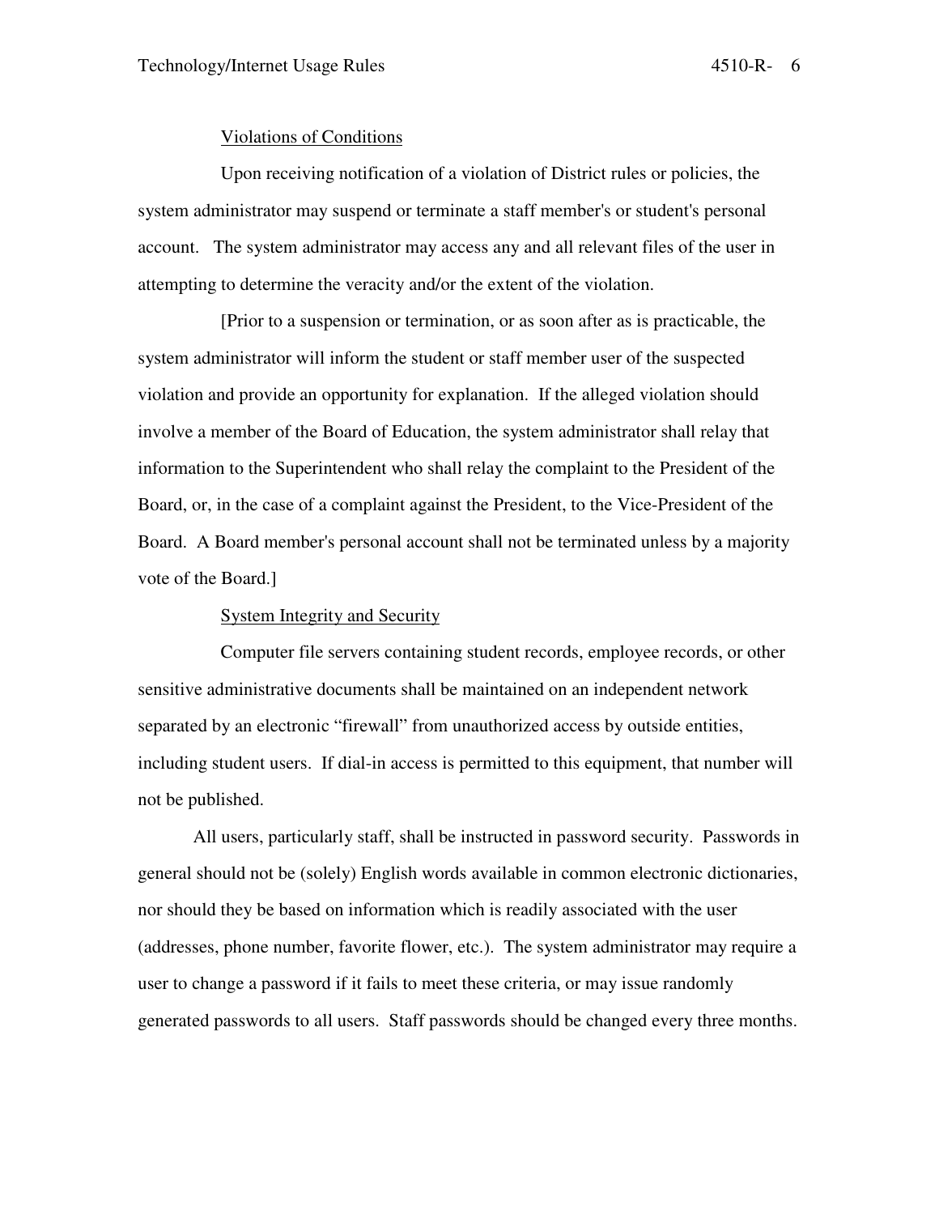Violations of Conditions

Upon receiving notification of a violation of District rules or policies, the system administrator may suspend or terminate a staff member's or student's personal account. The system administrator may access any and all relevant files of the user in attempting to determine the veracity and/or the extent of the violation.

[Prior to a suspension or termination, or as soon after as is practicable, the system administrator will inform the student or staff member user of the suspected violation and provide an opportunity for explanation. If the alleged violation should involve a member of the Board of Education, the system administrator shall relay that information to the Superintendent who shall relay the complaint to the President of the Board, or, in the case of a complaint against the President, to the Vice-President of the Board. A Board member's personal account shall not be terminated unless by a majority vote of the Board.]

System Integrity and Security

Computer file servers containing student records, employee records, or other sensitive administrative documents shall be maintained on an independent network separated by an electronic "firewall" from unauthorized access by outside entities, including student users. If dial-in access is permitted to this equipment, that number will not be published.

All users, particularly staff, shall be instructed in password security. Passwords in general should not be (solely) English words available in common electronic dictionaries, nor should they be based on information which is readily associated with the user (addresses, phone number, favorite flower, etc.). The system administrator may require a user to change a password if it fails to meet these criteria, or may issue randomly generated passwords to all users. Staff passwords should be changed every three months.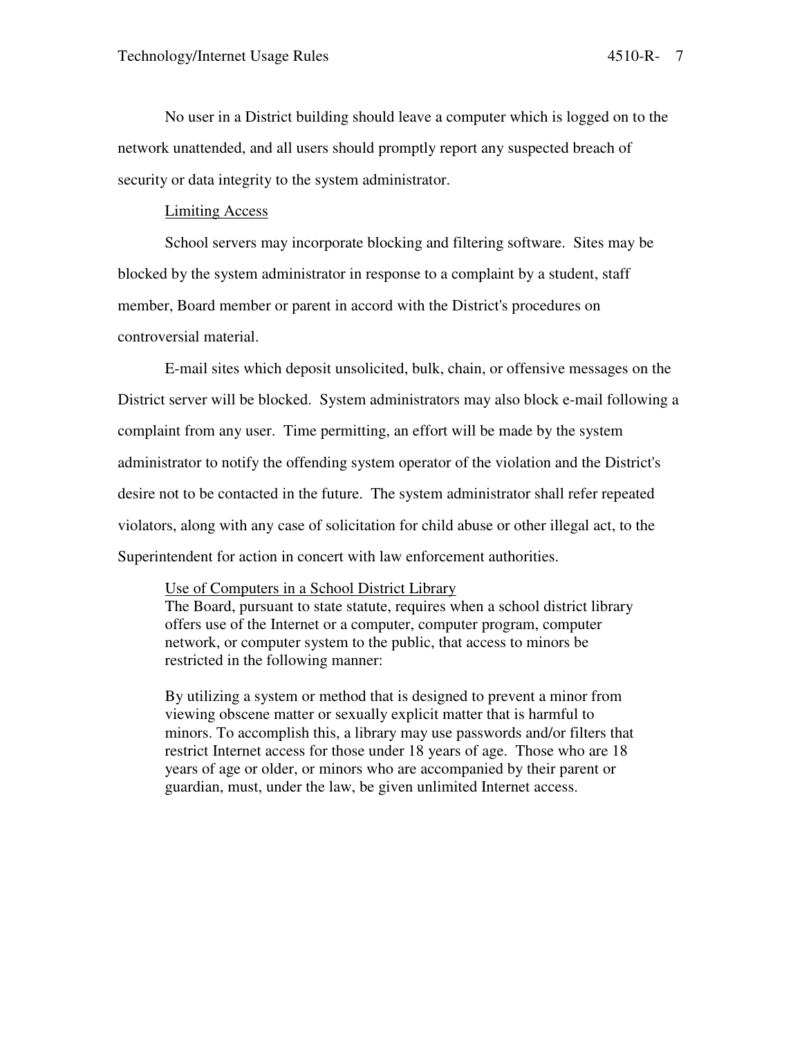No user in a District building should leave a computer which is logged on to the network unattended, and all users should promptly report any suspected breach of security or data integrity to the system administrator.

Limiting Access

School servers may incorporate blocking and filtering software. Sites may be blocked by the system administrator in response to a complaint by a student, staff member, Board member or parent in accord with the District's procedures on controversial material.

E-mail sites which deposit unsolicited, bulk, chain, or offensive messages on the District server will be blocked. System administrators may also block e-mail following a complaint from any user. Time permitting, an effort will be made by the system administrator to notify the offending system operator of the violation and the District's desire not to be contacted in the future. The system administrator shall refer repeated violators, along with any case of solicitation for child abuse or other illegal act, to the Superintendent for action in concert with law enforcement authorities.

Use of Computers in a School District Library

The Board, pursuant to state statute, requires when a school district library offers use of the Internet or a computer, computer program, computer network, or computer system to the public, that access to minors be restricted in the following manner:

By utilizing a system or method that is designed to prevent a minor from viewing obscene matter or sexually explicit matter that is harmful to minors. To accomplish this, a library may use passwords and/or filters that restrict Internet access for those under 18 years of age. Those who are 18 years of age or older, or minors who are accompanied by their parent or guardian, must, under the law, be given unlimited Internet access.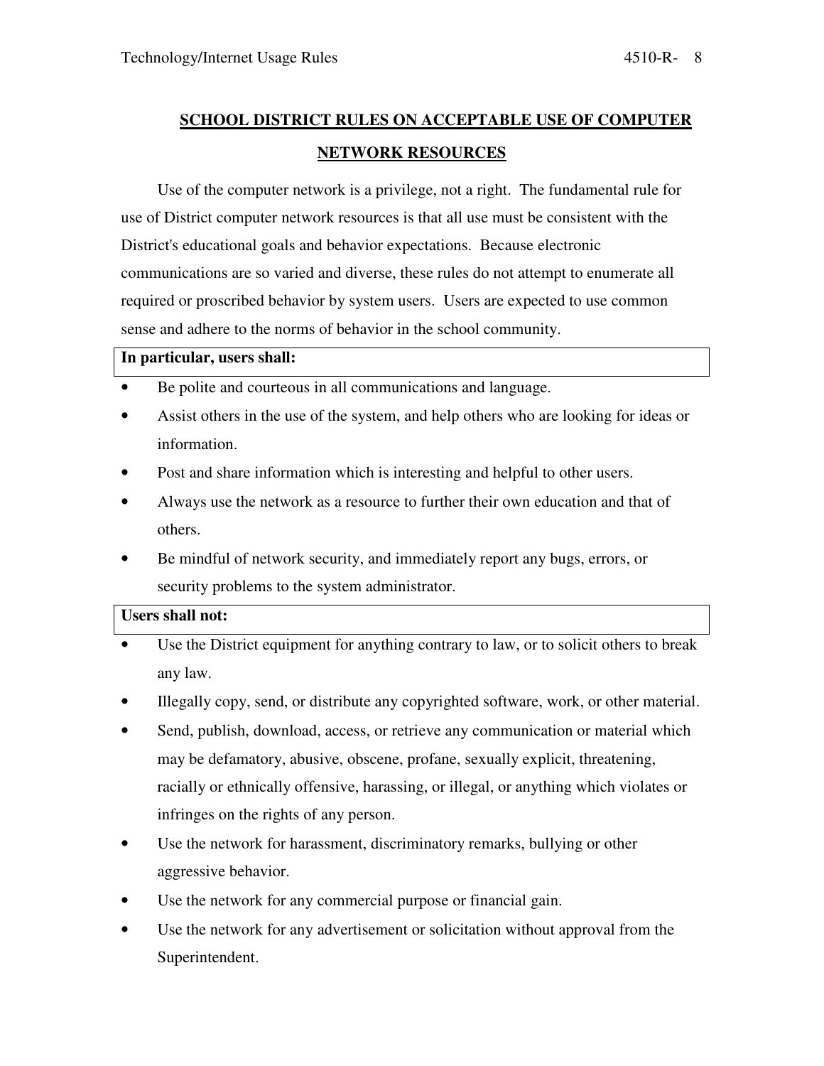## SCHOOL DISTRICT RULES ON ACCEPTABLE USE OF COMPUTER NETWORK RESOURCES

Use of the computer network is a privilege, not a right. The fundamental rule for use of District computer network resources is that all use must be consistent with the District's educational goals and behavior expectations. Because electronic communications are so varied and diverse, these rules do not attempt to enumerate all required or proscribed behavior by system users. Users are expected to use common sense and adhere to the norms of behavior in the school community.

**In particular, users shall:**

- Be polite and courteous in all communications and language.
- Assist others in the use of the system, and help others who are looking for ideas or information.
- Post and share information which is interesting and helpful to other users.
- Always use the network as a resource to further their own education and that of others.
- Be mindful of network security, and immediately report any bugs, errors, or security problems to the system administrator.

**Users shall not:**

- Use the District equipment for anything contrary to law, or to solicit others to break any law.
- Illegally copy, send, or distribute any copyrighted software, work, or other material.
- Send, publish, download, access, or retrieve any communication or material which may be defamatory, abusive, obscene, profane, sexually explicit, threatening, racially or ethnically offensive, harassing, or illegal, or anything which violates or infringes on the rights of any person.
- Use the network for harassment, discriminatory remarks, bullying or other aggressive behavior.
- Use the network for any commercial purpose or financial gain.
- Use the network for any advertisement or solicitation without approval from the Superintendent.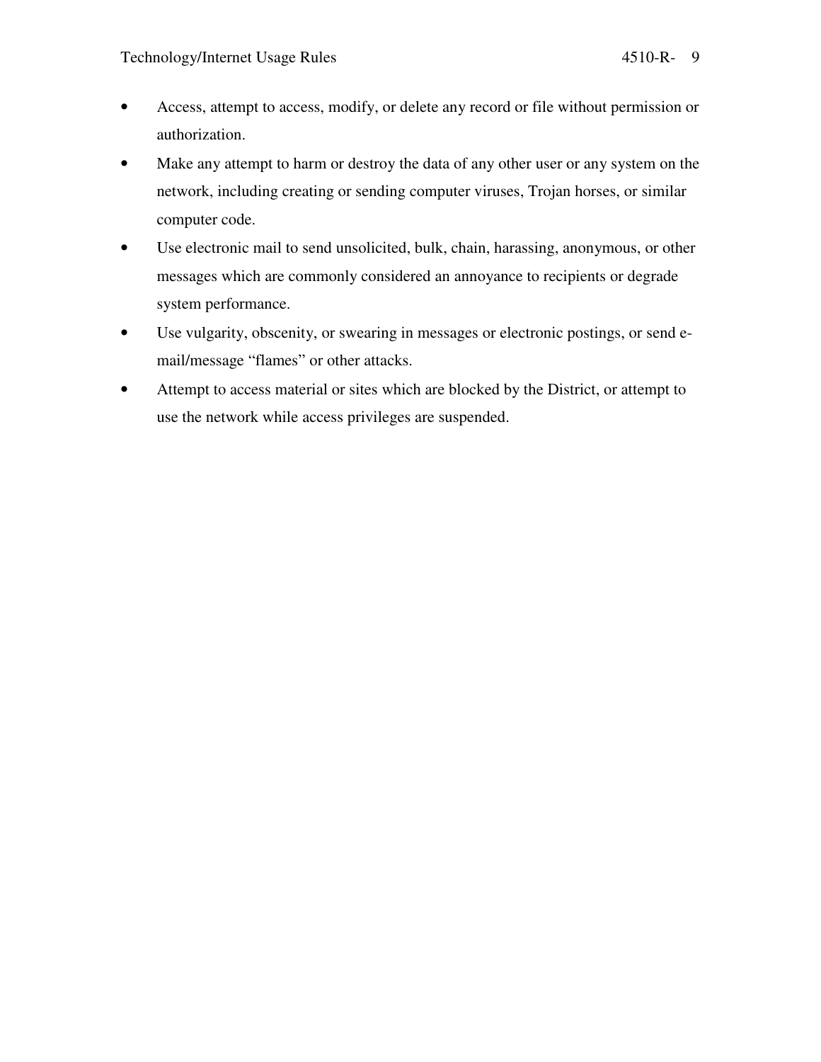- Access, attempt to access, modify, or delete any record or file without permission or authorization.
- Make any attempt to harm or destroy the data of any other user or any system on the network, including creating or sending computer viruses, Trojan horses, or similar computer code.
- Use electronic mail to send unsolicited, bulk, chain, harassing, anonymous, or other messages which are commonly considered an annoyance to recipients or degrade system performance.
- Use vulgarity, obscenity, or swearing in messages or electronic postings, or send e-mail/message “flames” or other attacks.
- Attempt to access material or sites which are blocked by the District, or attempt to use the network while access privileges are suspended.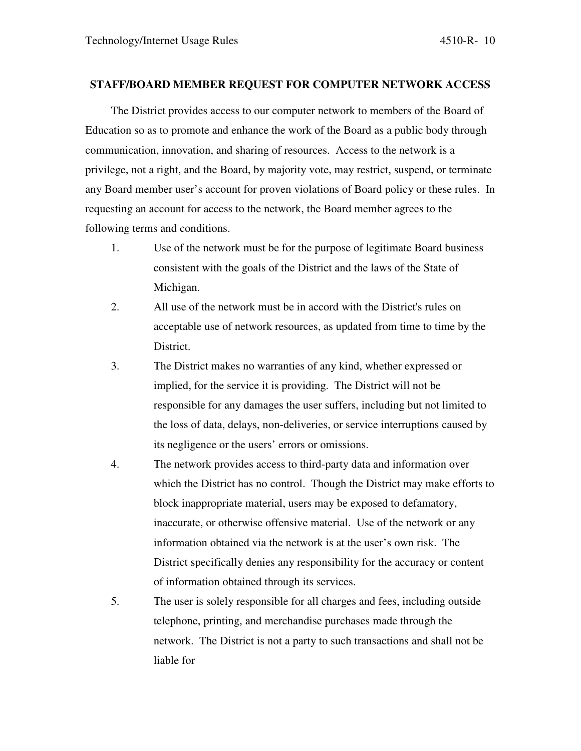## STAFF/BOARD MEMBER REQUEST FOR COMPUTER NETWORK ACCESS

The District provides access to our computer network to members of the Board of Education so as to promote and enhance the work of the Board as a public body through communication, innovation, and sharing of resources. Access to the network is a privilege, not a right, and the Board, by majority vote, may restrict, suspend, or terminate any Board member user's account for proven violations of Board policy or these rules. In requesting an account for access to the network, the Board member agrees to the following terms and conditions.

1. Use of the network must be for the purpose of legitimate Board business consistent with the goals of the District and the laws of the State of Michigan.
2. All use of the network must be in accord with the District's rules on acceptable use of network resources, as updated from time to time by the District.
3. The District makes no warranties of any kind, whether expressed or implied, for the service it is providing. The District will not be responsible for any damages the user suffers, including but not limited to the loss of data, delays, non-deliveries, or service interruptions caused by its negligence or the users' errors or omissions.
4. The network provides access to third-party data and information over which the District has no control. Though the District may make efforts to block inappropriate material, users may be exposed to defamatory, inaccurate, or otherwise offensive material. Use of the network or any information obtained via the network is at the user's own risk. The District specifically denies any responsibility for the accuracy or content of information obtained through its services.
5. The user is solely responsible for all charges and fees, including outside telephone, printing, and merchandise purchases made through the network. The District is not a party to such transactions and shall not be liable for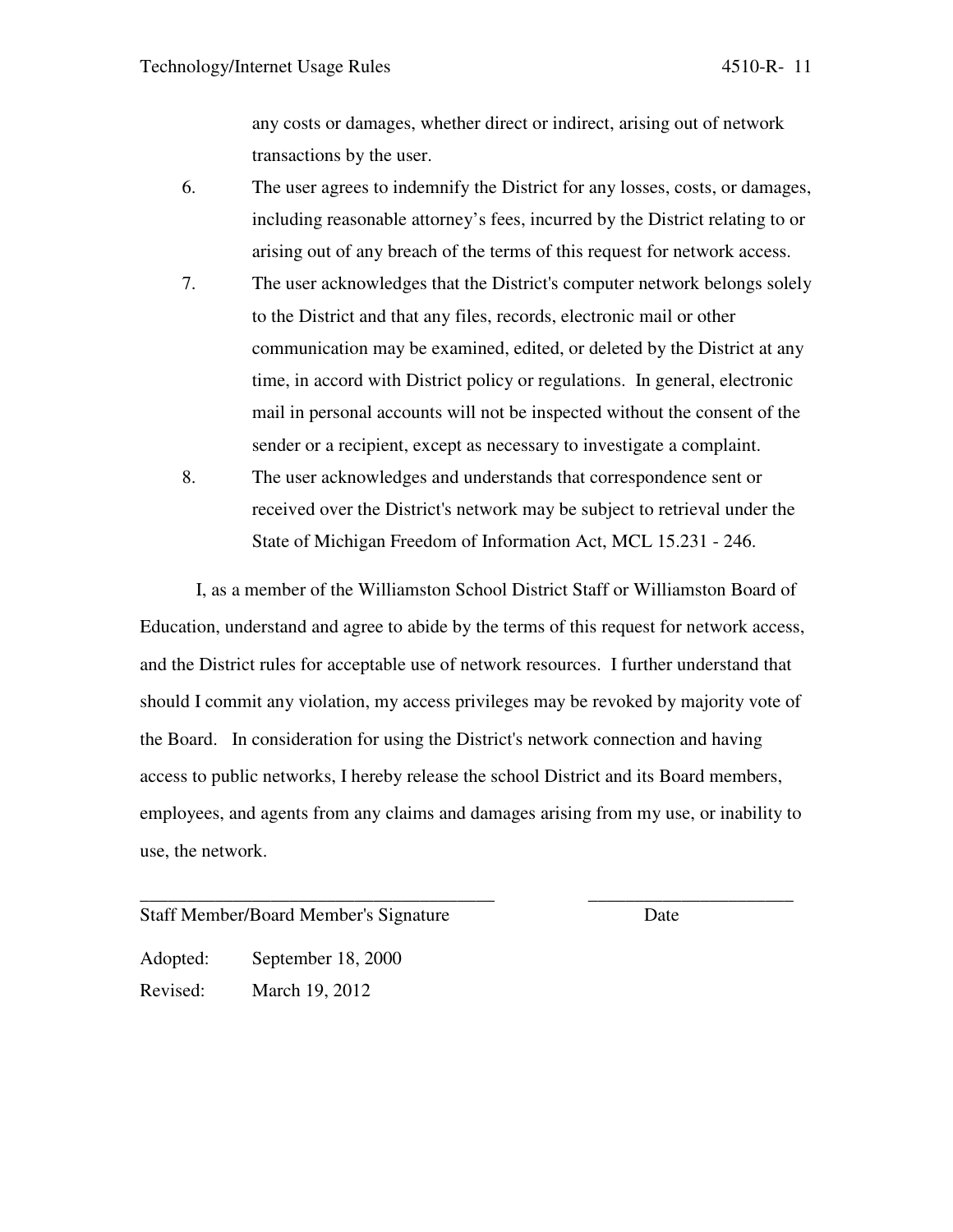any costs or damages, whether direct or indirect, arising out of network transactions by the user.

6. The user agrees to indemnify the District for any losses, costs, or damages, including reasonable attorney's fees, incurred by the District relating to or arising out of any breach of the terms of this request for network access.
7. The user acknowledges that the District's computer network belongs solely to the District and that any files, records, electronic mail or other communication may be examined, edited, or deleted by the District at any time, in accord with District policy or regulations. In general, electronic mail in personal accounts will not be inspected without the consent of the sender or a recipient, except as necessary to investigate a complaint.
8. The user acknowledges and understands that correspondence sent or received over the District's network may be subject to retrieval under the State of Michigan Freedom of Information Act, MCL 15.231 - 246.

I, as a member of the Williamston School District Staff or Williamston Board of Education, understand and agree to abide by the terms of this request for network access, and the District rules for acceptable use of network resources. I further understand that should I commit any violation, my access privileges may be revoked by majority vote of the Board. In consideration for using the District's network connection and having access to public networks, I hereby release the school District and its Board members, employees, and agents from any claims and damages arising from my use, or inability to use, the network.

_______________________________________ ______________________

Staff Member/Board Member's Signature Date

Adopted: September 18, 2000

Revised: March 19, 2012